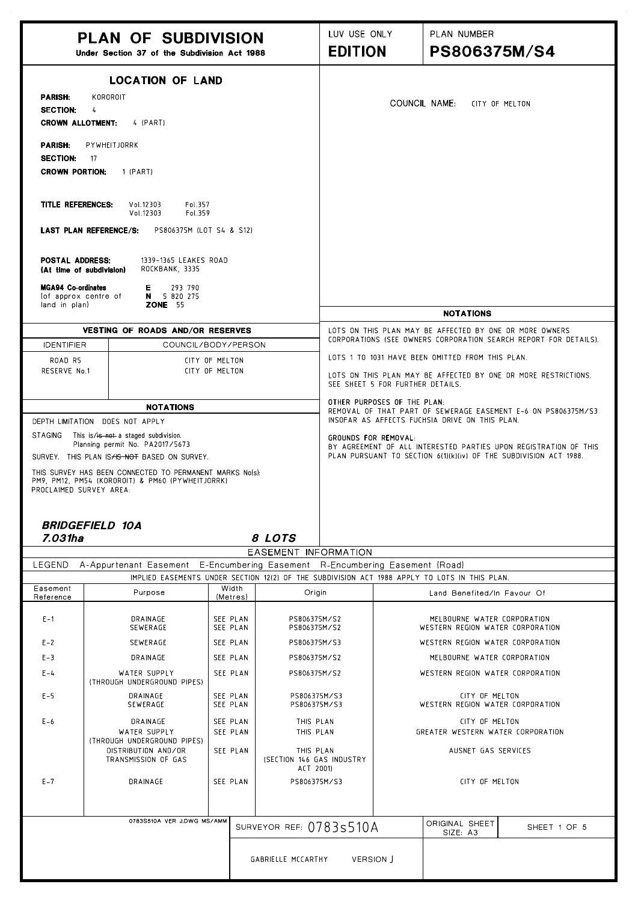# PLAN OF SUBDIVISION

Under Section 37 of the Subdivision Act 1988

LUV USE ONLY

**EDITION**

PLAN NUMBER

**PS806375M/S4**

## LOCATION OF LAND

**PARISH:** KOROROIT
**SECTION:** 4
**CROWN ALLOTMENT:** 4 (PART)

**PARISH:** PYWHEITJORRK
**SECTION:** 17
**CROWN PORTION:** 1 (PART)

**TITLE REFERENCES:** Vol.12303 Fol.357
Vol.12303 Fol.359

**LAST PLAN REFERENCE/S:** PS806375M (LOT S4 & S12)

**POSTAL ADDRESS:** 1339-1365 LEAKES ROAD
**(At time of subdivision)** ROCKBANK, 3335

**MGA94 Co-ordinates** (of approx centre of land in plan)
**E** 293 790
**N** 5 820 275
**ZONE** 55

COUNCIL NAME: CITY OF MELTON

## VESTING OF ROADS AND/OR RESERVES

| IDENTIFIER | COUNCIL/BODY/PERSON |
|---|---|
| ROAD R5 | CITY OF MELTON |
| RESERVE No.1 | CITY OF MELTON |

## NOTATIONS

DEPTH LIMITATION DOES NOT APPLY

STAGING This is/~~is not~~ a staged subdivision.
Planning permit No. PA2017/5673

SURVEY. THIS PLAN IS/~~IS NOT~~ BASED ON SURVEY.

THIS SURVEY HAS BEEN CONNECTED TO PERMANENT MARKS No(s): PM9, PM12, PM54 (KOROROIT) & PM60 (PYWHEITJORRK)
PROCLAIMED SURVEY AREA:

***BRIDGEFIELD 10A***
***7.031ha*** ***8 LOTS***

## NOTATIONS

LOTS ON THIS PLAN MAY BE AFFECTED BY ONE OR MORE OWNERS CORPORATIONS (SEE OWNERS CORPORATION SEARCH REPORT FOR DETAILS).

LOTS 1 TO 1031 HAVE BEEN OMITTED FROM THIS PLAN.

LOTS ON THIS PLAN MAY BE AFFECTED BY ONE OR MORE RESTRICTIONS. SEE SHEET 5 FOR FURTHER DETAILS.

OTHER PURPOSES OF THE PLAN:
REMOVAL OF THAT PART OF SEWERAGE EASEMENT E-6 ON PS806375M/S3 INSOFAR AS AFFECTS FUCHSIA DRIVE ON THIS PLAN.

GROUNDS FOR REMOVAL:
BY AGREEMENT OF ALL INTERESTED PARTIES UPON REGISTRATION OF THIS PLAN PURSUANT TO SECTION 6(1)(k)(iv) OF THE SUBDIVISION ACT 1988.

## EASEMENT INFORMATION

LEGEND A-Appurtenant Easement E-Encumbering Easement R-Encumbering Easement (Road)

IMPLIED EASEMENTS UNDER SECTION 12(2) OF THE SUBDIVISION ACT 1988 APPLY TO LOTS IN THIS PLAN.

| Easement Reference | Purpose | Width (Metres) | Origin | Land Benefited/In Favour Of |
|---|---|---|---|---|
| E-1 | DRAINAGE<br>SEWERAGE | SEE PLAN<br>SEE PLAN | PS806375M/S2<br>PS806375M/S2 | MELBOURNE WATER CORPORATION<br>WESTERN REGION WATER CORPORATION |
| E-2 | SEWERAGE | SEE PLAN | PS806375M/S3 | WESTERN REGION WATER CORPORATION |
| E-3 | DRAINAGE | SEE PLAN | PS806375M/S2 | MELBOURNE WATER CORPORATION |
| E-4 | WATER SUPPLY (THROUGH UNDERGROUND PIPES) | SEE PLAN | PS806375M/S2 | WESTERN REGION WATER CORPORATION |
| E-5 | DRAINAGE<br>SEWERAGE | SEE PLAN<br>SEE PLAN | PS806375M/S3<br>PS806375M/S3 | CITY OF MELTON<br>WESTERN REGION WATER CORPORATION |
| E-6 | DRAINAGE<br>WATER SUPPLY (THROUGH UNDERGROUND PIPES)<br>DISTRIBUTION AND/OR TRANSMISSION OF GAS | SEE PLAN<br>SEE PLAN<br>SEE PLAN | THIS PLAN<br>THIS PLAN<br>THIS PLAN (SECTION 146 GAS INDUSTRY ACT 2001) | CITY OF MELTON<br>GREATER WESTERN WATER CORPORATION<br>AUSNET GAS SERVICES |
| E-7 | DRAINAGE | SEE PLAN | PS806375M/S3 | CITY OF MELTON |

0783S510A VER J.DWG MS/AMM

SURVEYOR REF: 0783s510A

ORIGINAL SHEET SIZE: A3

GABRIELLE MCCARTHY VERSION J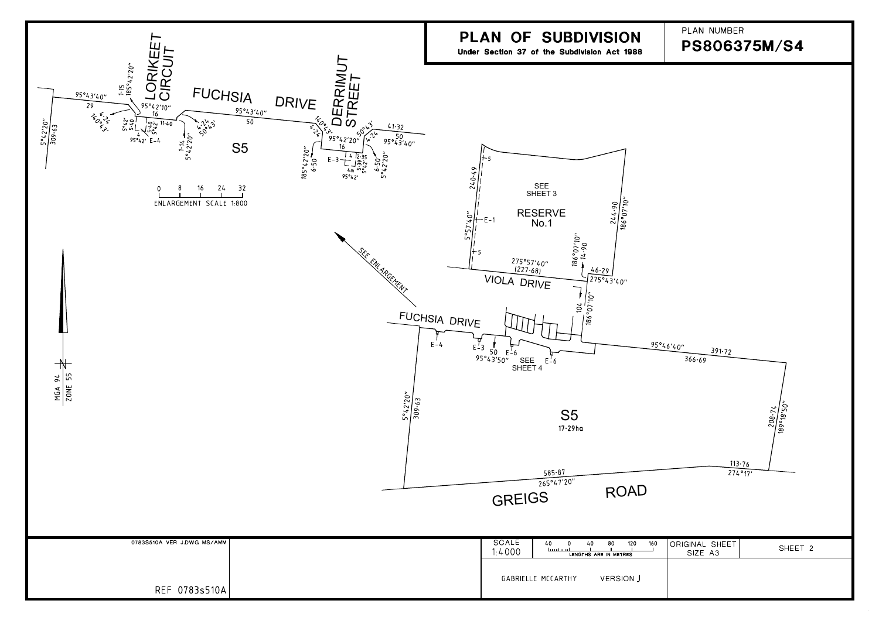# PLAN OF SUBDIVISION

Under Section 37 of the Subdivision Act 1988

PLAN NUMBER

**PS806375M/S4**

LORIKEET CIRCUIT

FUCHSIA DRIVE

DERRIMUT STREET

S5

95°43'40" 29

1·15 185°42'20"

95°42'10" 16

4·24 140°43'

5°42' 5·40

4 95°42' E-4

5°42' 5·40

11·40

1·14 5°42'20"

4·24 50°43'

95°43'40" 50

4·24 140°43'

95°42'20" 16

50°43' 4·24

41·32

50 95°43'40"

185°42'20" 6·50

E-3

4 12·35 5°39' 5°42'

4m 95°42'

6·50 5°42'20"

5°42'20" 309·63

0 8 16 24 32

ENLARGEMENT SCALE 1:800

SEE ENLARGEMENT

MGA 94 ZONE 55

SEE SHEET 3

RESERVE No.1

240·49

5°57'40"

E-1

5

5

244·90 186°07'10"

275°57'40" (227·68)

186°07'10" 14·90

46·29 275°43'40"

VIOLA DRIVE

104 186°07'10"

FUCHSIA DRIVE

E-4

E-3

50 95°43'50"

E-6

SEE SHEET 4

E-6

95°46'40" 391·72

366·69

5°42'20" 309·63

S5

17·29ha

208·74 189°18'50"

113·76 274°17'

585·87 265°47'20"

GREIGS ROAD

0783S510A VER J.DWG MS/AMM

REF 0783s510A

SCALE 1:4000

40 0 40 80 120 160

LENGTHS ARE IN METRES

ORIGINAL SHEET SIZE A3

SHEET 2

GABRIELLE MCCARTHY VERSION J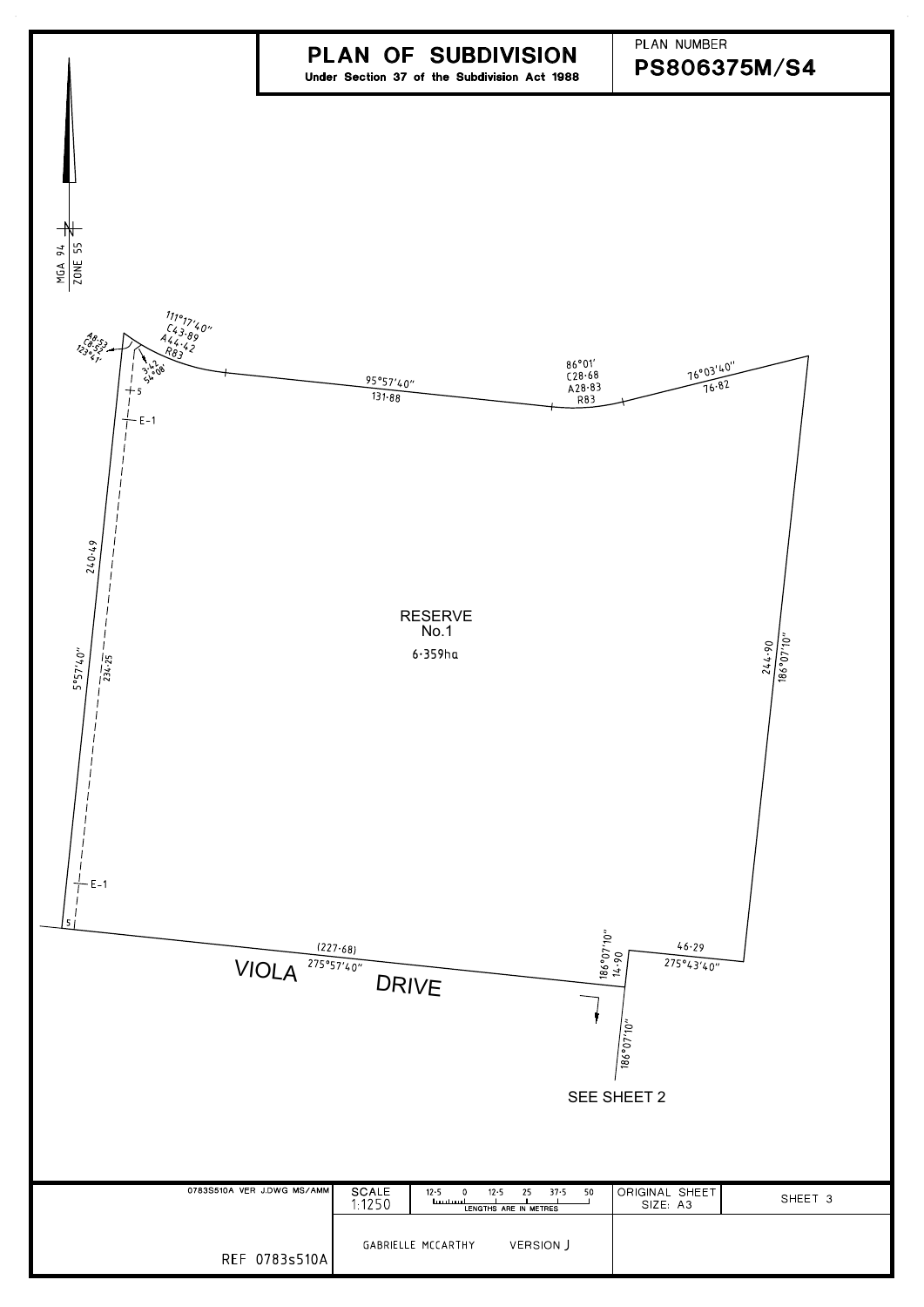# PLAN OF SUBDIVISION

**Under Section 37 of the Subdivision Act 1988**

PLAN NUMBER

**PS806375M/S4**

MGA 94 ZONE 55

111°17'40"
C43·89
A44·42
R83

A8·53
C8·52
123°41'

3·42
54°08'

95°57'40"
131·88

86°01'
C28·68
A28·83
R83

76°03'40"
76·82

E-1

240·49

5°57'40"

234·25

RESERVE
No.1
6·359ha

244·90
186°07'10"

E-1

5

(227·68)
275°57'40"

VIOLA DRIVE

186°07'10"
14·90

46·29
275°43'40"

186°07'10"

SEE SHEET 2

0783S510A VER J.DWG MS/AMM

REF 0783s510A

SCALE 1:1250

12·5 0 12·5 25 37·5 50
LENGTHS ARE IN METRES

GABRIELLE MCCARTHY VERSION J

ORIGINAL SHEET SIZE: A3

SHEET 3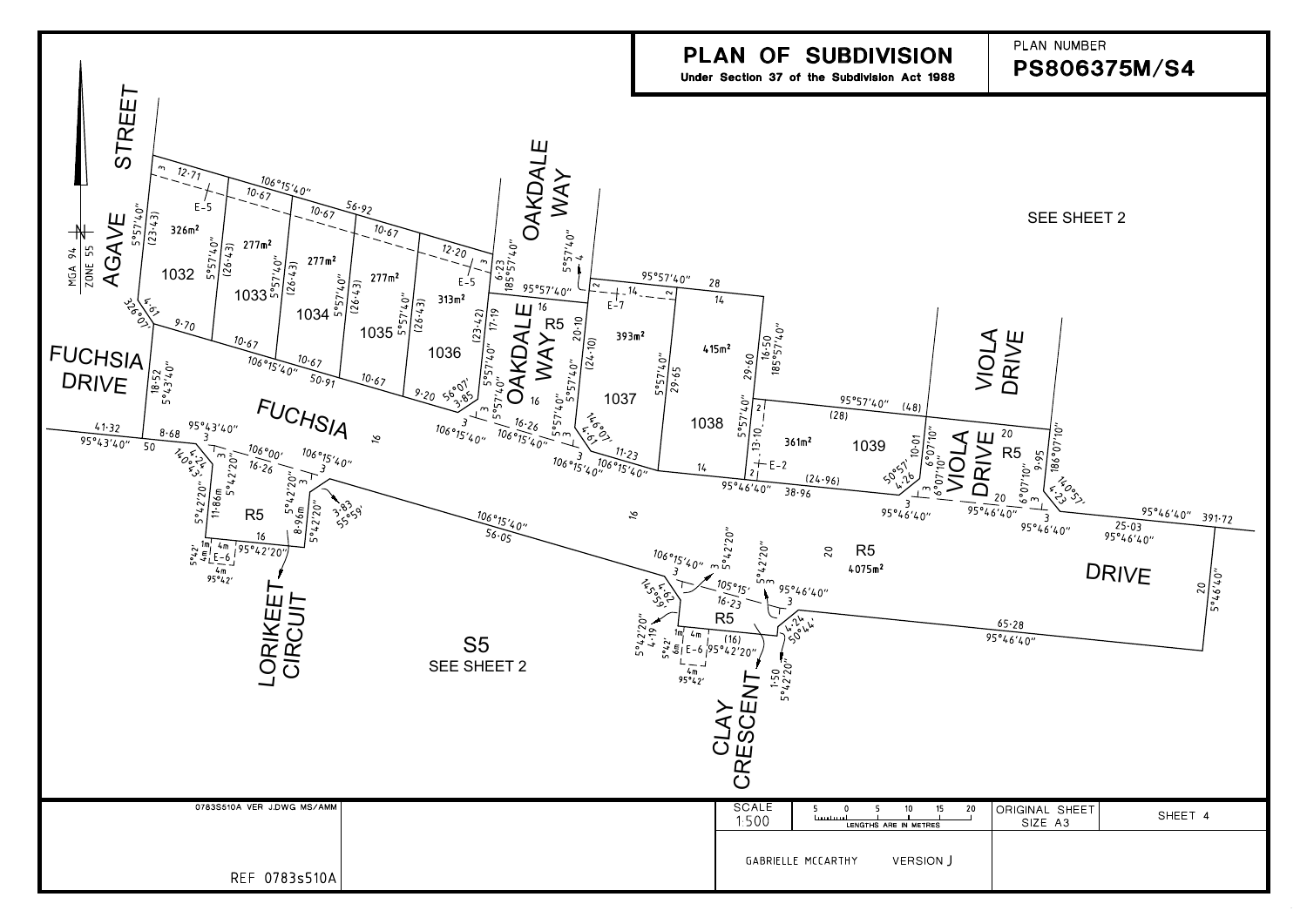# PLAN OF SUBDIVISION

Under Section 37 of the Subdivision Act 1988

PLAN NUMBER

**PS806375M/S4**

SEE SHEET 2

AGAVE STREET

FUCHSIA DRIVE

OAKDALE WAY

VIOLA DRIVE

LORIKEET CIRCUIT

CLAY CRESCENT

S5
SEE SHEET 2

MGA 94
ZONE 55

| Lot | Area |
|---|---|
| 1032 | 326m² |
| 1033 | 277m² |
| 1034 | 277m² |
| 1035 | 277m² |
| 1036 | 313m² |
| 1037 | 393m² |
| 1038 | 415m² |
| 1039 | 361m² |
| R5 | 4075m² |

E-5 E-6 E-7 E-2

| SCALE | | ORIGINAL SHEET SIZE | |
|---|---|---|---|
| 1:500 | 5 0 5 10 15 20 LENGTHS ARE IN METRES | A3 | SHEET 4 |

0783S510A VER J.DWG MS/AMM

REF 0783s510A

GABRIELLE MCCARTHY VERSION J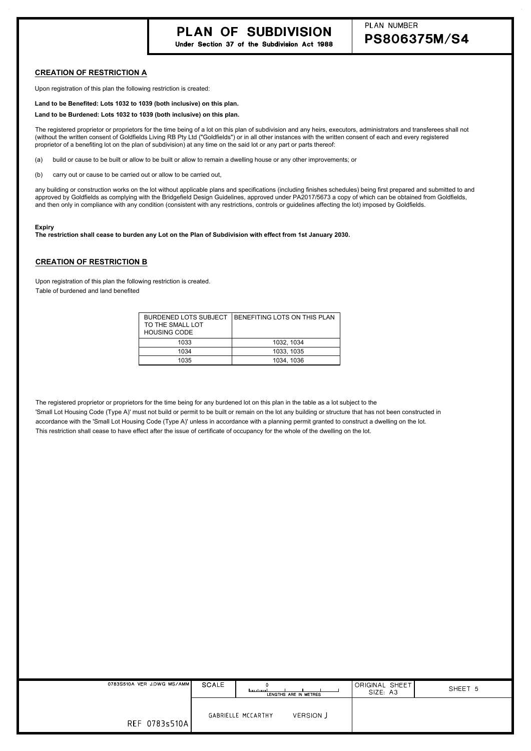# PLAN OF SUBDIVISION

Under Section 37 of the Subdivision Act 1988

PLAN NUMBER

**PS806375M/S4**

## CREATION OF RESTRICTION A

Upon registration of this plan the following restriction is created:

**Land to be Benefited: Lots 1032 to 1039 (both inclusive) on this plan.**

**Land to be Burdened: Lots 1032 to 1039 (both inclusive) on this plan.**

The registered proprietor or proprietors for the time being of a lot on this plan of subdivision and any heirs, executors, administrators and transferees shall not (without the written consent of Goldfields Living RB Pty Ltd ("Goldfields") or in all other instances with the written consent of each and every registered proprietor of a benefiting lot on the plan of subdivision) at any time on the said lot or any part or parts thereof:

(a) build or cause to be built or allow to be built or allow to remain a dwelling house or any other improvements; or

(b) carry out or cause to be carried out or allow to be carried out,

any building or construction works on the lot without applicable plans and specifications (including finishes schedules) being first prepared and submitted to and approved by Goldfields as complying with the Bridgefield Design Guidelines, approved under PA2017/5673 a copy of which can be obtained from Goldfields, and then only in compliance with any condition (consistent with any restrictions, controls or guidelines affecting the lot) imposed by Goldfields.

**Expiry**

**The restriction shall cease to burden any Lot on the Plan of Subdivision with effect from 1st January 2030.**

## CREATION OF RESTRICTION B

Upon registration of this plan the following restriction is created.

Table of burdened and land benefited

| BURDENED LOTS SUBJECT TO THE SMALL LOT HOUSING CODE | BENEFITING LOTS ON THIS PLAN |
|---|---|
| 1033 | 1032, 1034 |
| 1034 | 1033, 1035 |
| 1035 | 1034, 1036 |

The registered proprietor or proprietors for the time being for any burdened lot on this plan in the table as a lot subject to the 'Small Lot Housing Code (Type A)' must not build or permit to be built or remain on the lot any building or structure that has not been constructed in accordance with the 'Small Lot Housing Code (Type A)' unless in accordance with a planning permit granted to construct a dwelling on the lot. This restriction shall cease to have effect after the issue of certificate of occupancy for the whole of the dwelling on the lot.

0783S510A VER J.DWG MS/AMM

REF 0783s510A

SCALE 0 LENGTHS ARE IN METRES

GABRIELLE MCCARTHY VERSION J

ORIGINAL SHEET SIZE: A3

SHEET 5